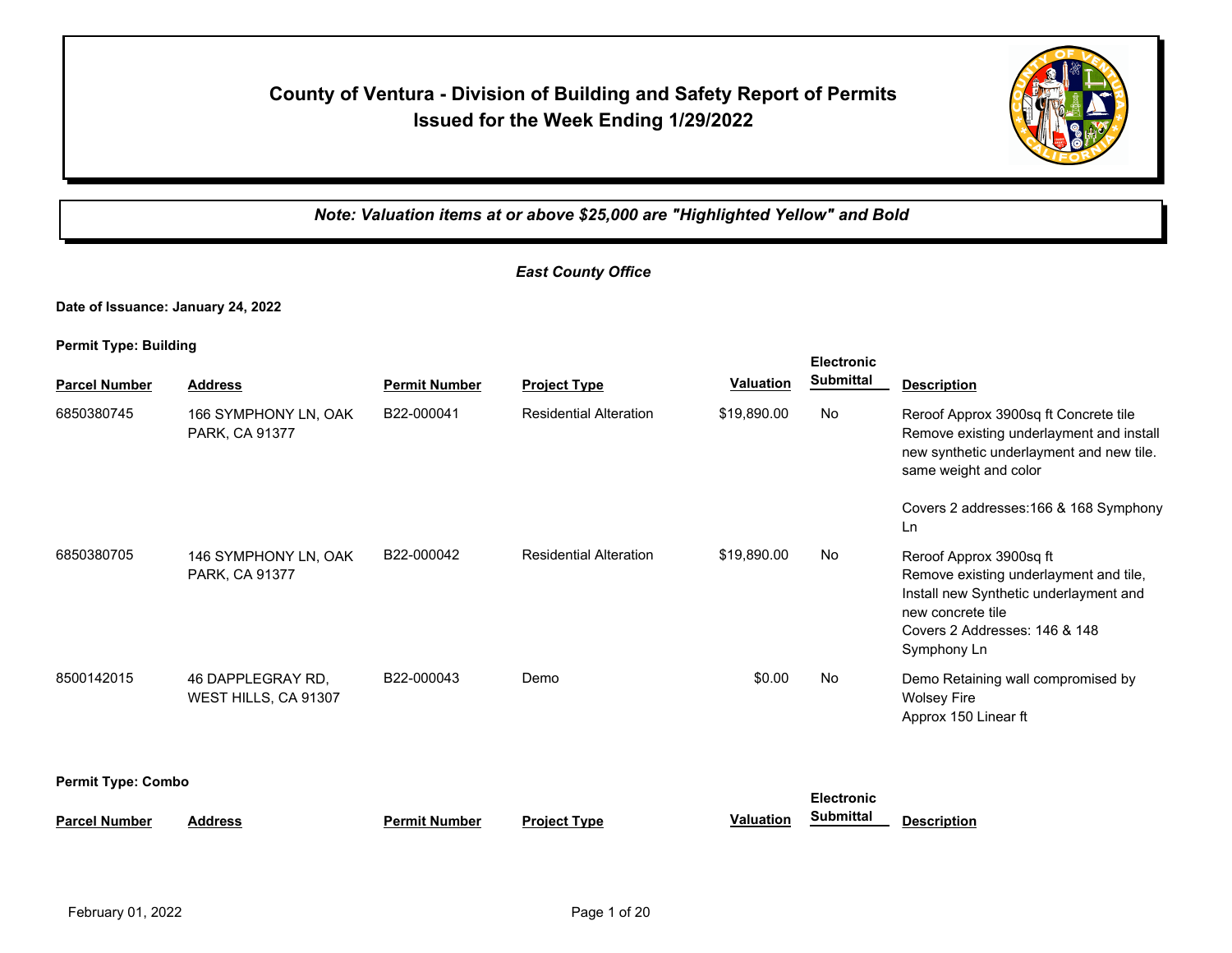# County of Ventura - Division of Building and Safety Report of Permits Issued for the Week Ending 1/29/2022

***Note: Valuation items at or above $25,000 are "Highlighted Yellow" and Bold***

*East County Office*

**Date of Issuance: January 24, 2022**

**Permit Type: Building**

| Parcel Number | Address | Permit Number | Project Type | Valuation | Electronic Submittal | Description |
|---|---|---|---|---|---|---|
| 6850380745 | 166 SYMPHONY LN, OAK PARK, CA 91377 | B22-000041 | Residential Alteration | $19,890.00 | No | Reroof Approx 3900sq ft Concrete tile Remove existing underlayment and install new synthetic underlayment and new tile. same weight and color<br><br>Covers 2 addresses:166 & 168 Symphony Ln |
| 6850380705 | 146 SYMPHONY LN, OAK PARK, CA 91377 | B22-000042 | Residential Alteration | $19,890.00 | No | Reroof Approx 3900sq ft<br>Remove existing underlayment and tile, Install new Synthetic underlayment and new concrete tile<br>Covers 2 Addresses: 146 & 148 Symphony Ln |
| 8500142015 | 46 DAPPLEGRAY RD, WEST HILLS, CA 91307 | B22-000043 | Demo | $0.00 | No | Demo Retaining wall compromised by Wolsey Fire<br>Approx 150 Linear ft |

**Permit Type: Combo**

| Parcel Number | Address | Permit Number | Project Type | Valuation | Electronic Submittal | Description |
|---|---|---|---|---|---|---|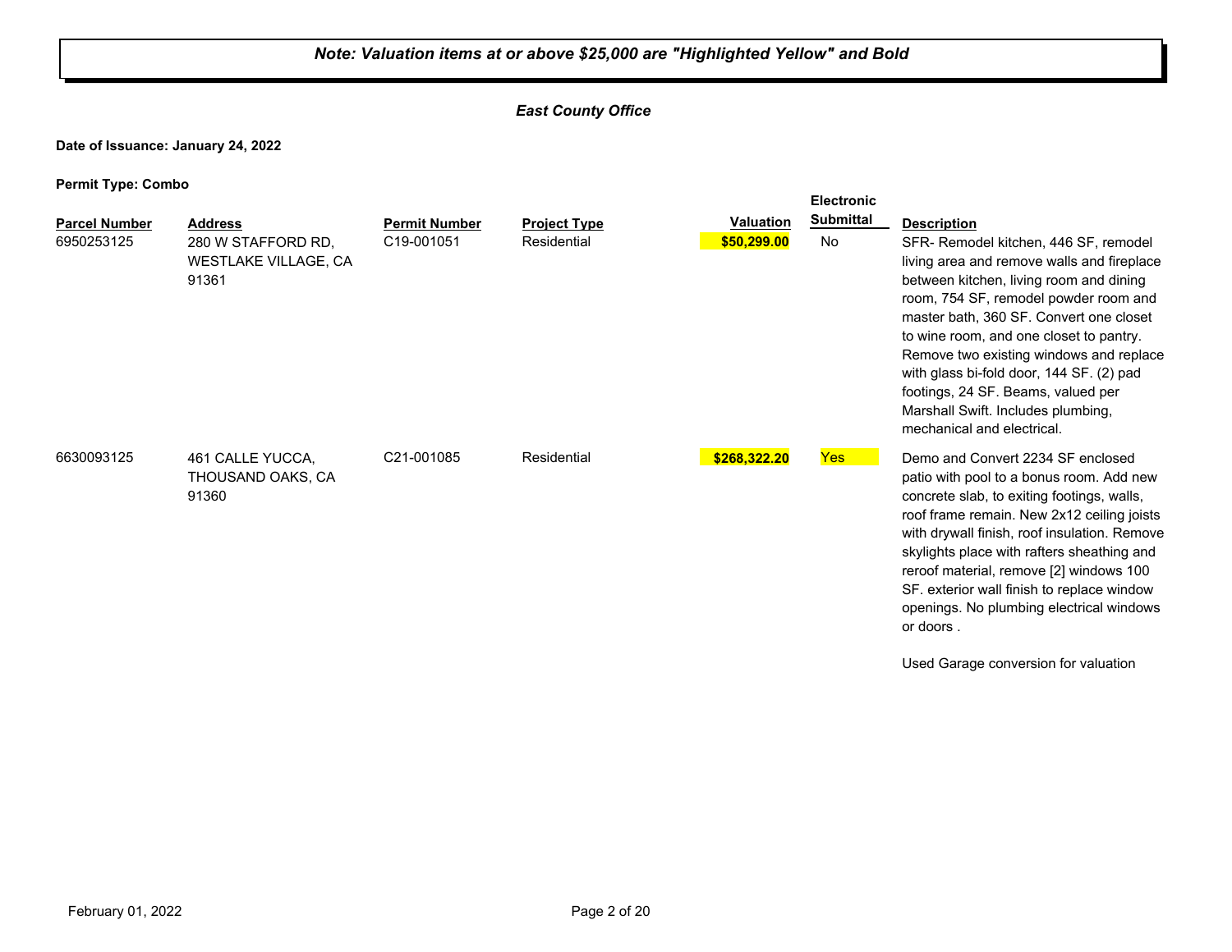***Note: Valuation items at or above $25,000 are "Highlighted Yellow" and Bold***

***East County Office***

**Date of Issuance: January 24, 2022**

**Permit Type: Combo**

| Parcel Number | Address | Permit Number | Project Type | Valuation | Electronic Submittal | Description |
|---|---|---|---|---|---|---|
| 6950253125 | 280 W STAFFORD RD, WESTLAKE VILLAGE, CA 91361 | C19-001051 | Residential | **$50,299.00** | No | SFR- Remodel kitchen, 446 SF, remodel living area and remove walls and fireplace between kitchen, living room and dining room, 754 SF, remodel powder room and master bath, 360 SF. Convert one closet to wine room, and one closet to pantry. Remove two existing windows and replace with glass bi-fold door, 144 SF. (2) pad footings, 24 SF. Beams, valued per Marshall Swift. Includes plumbing, mechanical and electrical. |
| 6630093125 | 461 CALLE YUCCA, THOUSAND OAKS, CA 91360 | C21-001085 | Residential | **$268,322.20** | Yes | Demo and Convert 2234 SF enclosed patio with pool to a bonus room. Add new concrete slab, to exiting footings, walls, roof frame remain. New 2x12 ceiling joists with drywall finish, roof insulation. Remove skylights place with rafters sheathing and reroof material, remove [2] windows 100 SF. exterior wall finish to replace window openings. No plumbing electrical windows or doors . Used Garage conversion for valuation |

February 01, 2022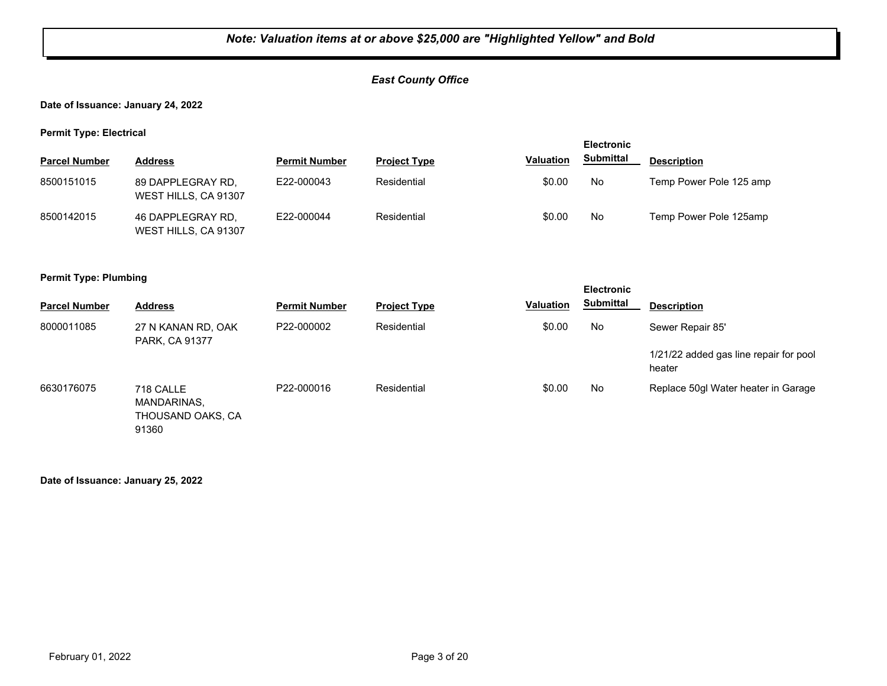***Note: Valuation items at or above $25,000 are "Highlighted Yellow" and Bold***

***East County Office***

**Date of Issuance: January 24, 2022**

**Permit Type: Electrical**

| Parcel Number | Address | Permit Number | Project Type | Valuation | Electronic Submittal | Description |
|---|---|---|---|---|---|---|
| 8500151015 | 89 DAPPLEGRAY RD, WEST HILLS, CA 91307 | E22-000043 | Residential | $0.00 | No | Temp Power Pole 125 amp |
| 8500142015 | 46 DAPPLEGRAY RD, WEST HILLS, CA 91307 | E22-000044 | Residential | $0.00 | No | Temp Power Pole 125amp |

**Permit Type: Plumbing**

| Parcel Number | Address | Permit Number | Project Type | Valuation | Electronic Submittal | Description |
|---|---|---|---|---|---|---|
| 8000011085 | 27 N KANAN RD, OAK PARK, CA 91377 | P22-000002 | Residential | $0.00 | No | Sewer Repair 85'<br><br>1/21/22 added gas line repair for pool heater |
| 6630176075 | 718 CALLE MANDARINAS, THOUSAND OAKS, CA 91360 | P22-000016 | Residential | $0.00 | No | Replace 50gl Water heater in Garage |

**Date of Issuance: January 25, 2022**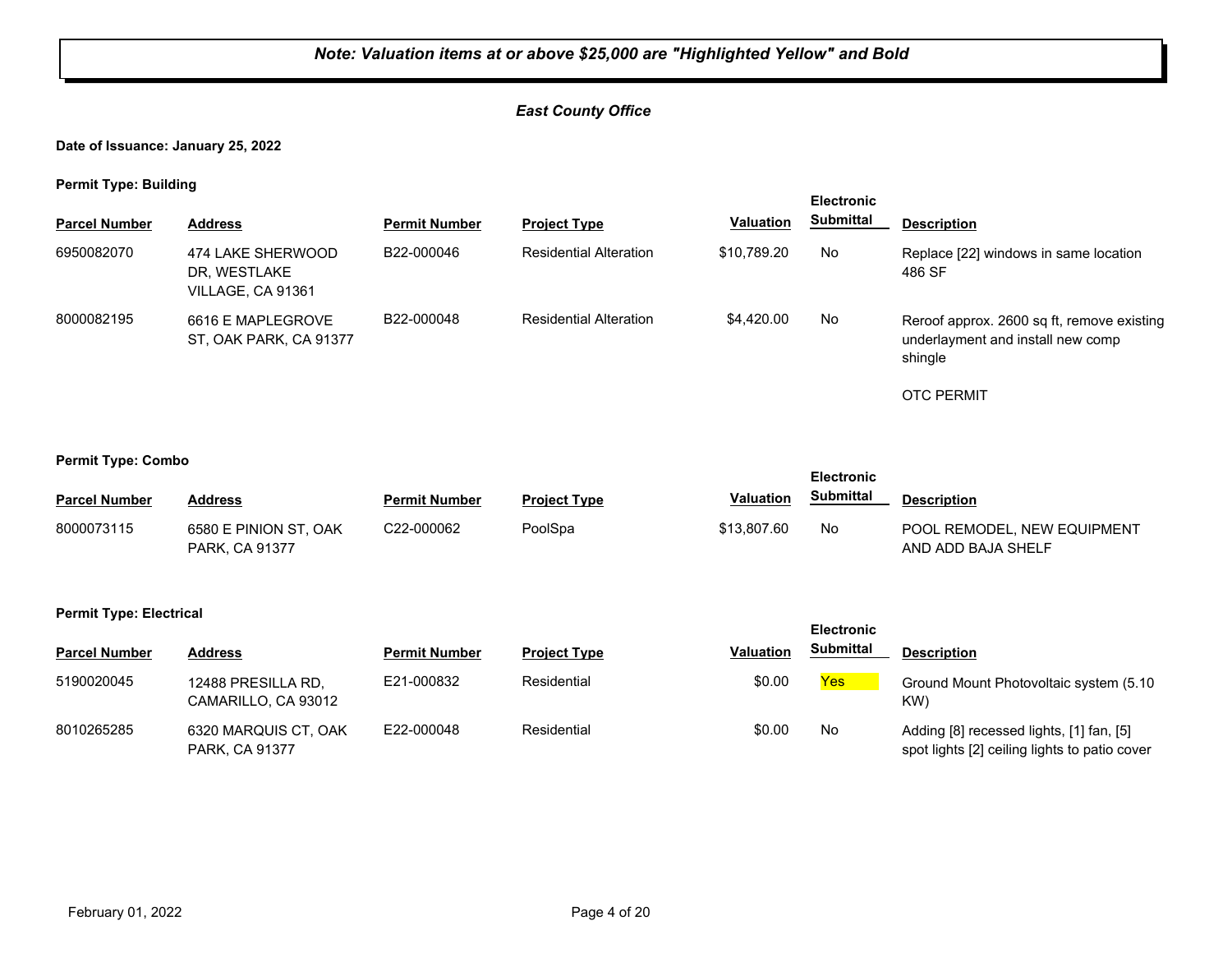***Note: Valuation items at or above $25,000 are "Highlighted Yellow" and Bold***

***East County Office***

**Date of Issuance: January 25, 2022**

**Permit Type: Building**

| Parcel Number | Address | Permit Number | Project Type | Valuation | Electronic Submittal | Description |
|---|---|---|---|---|---|---|
| 6950082070 | 474 LAKE SHERWOOD DR, WESTLAKE VILLAGE, CA 91361 | B22-000046 | Residential Alteration | $10,789.20 | No | Replace [22] windows in same location 486 SF |
| 8000082195 | 6616 E MAPLEGROVE ST, OAK PARK, CA 91377 | B22-000048 | Residential Alteration | $4,420.00 | No | Reroof approx. 2600 sq ft, remove existing underlayment and install new comp shingle<br><br>OTC PERMIT |

**Permit Type: Combo**

| Parcel Number | Address | Permit Number | Project Type | Valuation | Electronic Submittal | Description |
|---|---|---|---|---|---|---|
| 8000073115 | 6580 E PINION ST, OAK PARK, CA 91377 | C22-000062 | PoolSpa | $13,807.60 | No | POOL REMODEL, NEW EQUIPMENT AND ADD BAJA SHELF |

**Permit Type: Electrical**

| Parcel Number | Address | Permit Number | Project Type | Valuation | Electronic Submittal | Description |
|---|---|---|---|---|---|---|
| 5190020045 | 12488 PRESILLA RD, CAMARILLO, CA 93012 | E21-000832 | Residential | $0.00 | Yes | Ground Mount Photovoltaic system (5.10 KW) |
| 8010265285 | 6320 MARQUIS CT, OAK PARK, CA 91377 | E22-000048 | Residential | $0.00 | No | Adding [8] recessed lights, [1] fan, [5] spot lights [2] ceiling lights to patio cover |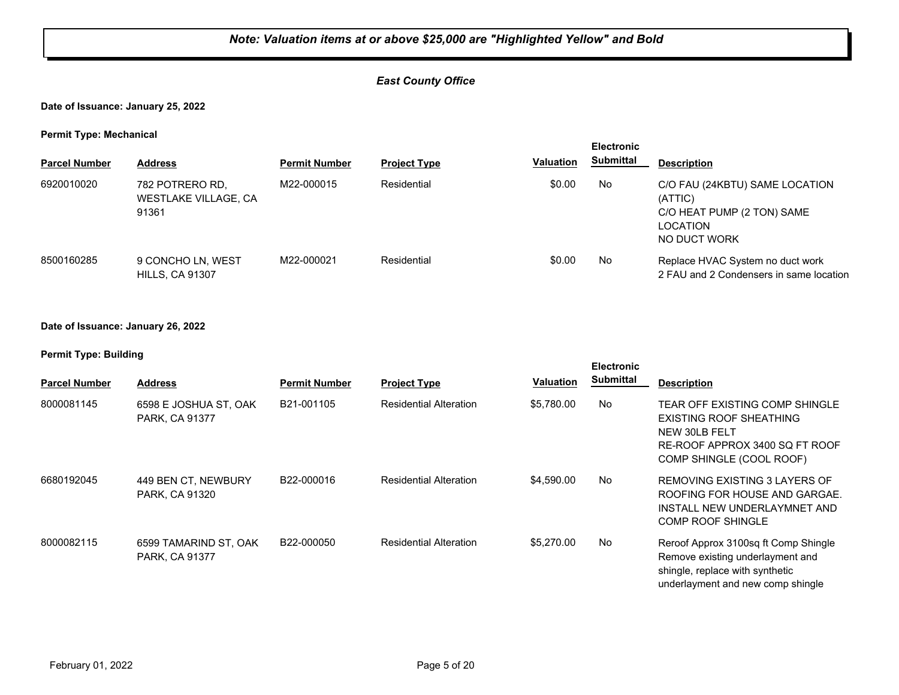***Note: Valuation items at or above $25,000 are "Highlighted Yellow" and Bold***

***East County Office***

**Date of Issuance: January 25, 2022**

**Permit Type: Mechanical**

| Parcel Number | Address | Permit Number | Project Type | Valuation | Electronic Submittal | Description |
|---|---|---|---|---|---|---|
| 6920010020 | 782 POTRERO RD, WESTLAKE VILLAGE, CA 91361 | M22-000015 | Residential | $0.00 | No | C/O FAU (24KBTU) SAME LOCATION (ATTIC)<br>C/O HEAT PUMP (2 TON) SAME LOCATION<br>NO DUCT WORK |
| 8500160285 | 9 CONCHO LN, WEST HILLS, CA 91307 | M22-000021 | Residential | $0.00 | No | Replace HVAC System no duct work<br>2 FAU and 2 Condensers in same location |

**Date of Issuance: January 26, 2022**

**Permit Type: Building**

| Parcel Number | Address | Permit Number | Project Type | Valuation | Electronic Submittal | Description |
|---|---|---|---|---|---|---|
| 8000081145 | 6598 E JOSHUA ST, OAK PARK, CA 91377 | B21-001105 | Residential Alteration | $5,780.00 | No | TEAR OFF EXISTING COMP SHINGLE<br>EXISTING ROOF SHEATHING<br>NEW 30LB FELT<br>RE-ROOF APPROX 3400 SQ FT ROOF COMP SHINGLE (COOL ROOF) |
| 6680192045 | 449 BEN CT, NEWBURY PARK, CA 91320 | B22-000016 | Residential Alteration | $4,590.00 | No | REMOVING EXISTING 3 LAYERS OF ROOFING FOR HOUSE AND GARGAE. INSTALL NEW UNDERLAYMNET AND COMP ROOF SHINGLE |
| 8000082115 | 6599 TAMARIND ST, OAK PARK, CA 91377 | B22-000050 | Residential Alteration | $5,270.00 | No | Reroof Approx 3100sq ft Comp Shingle Remove existing underlayment and shingle, replace with synthetic underlayment and new comp shingle |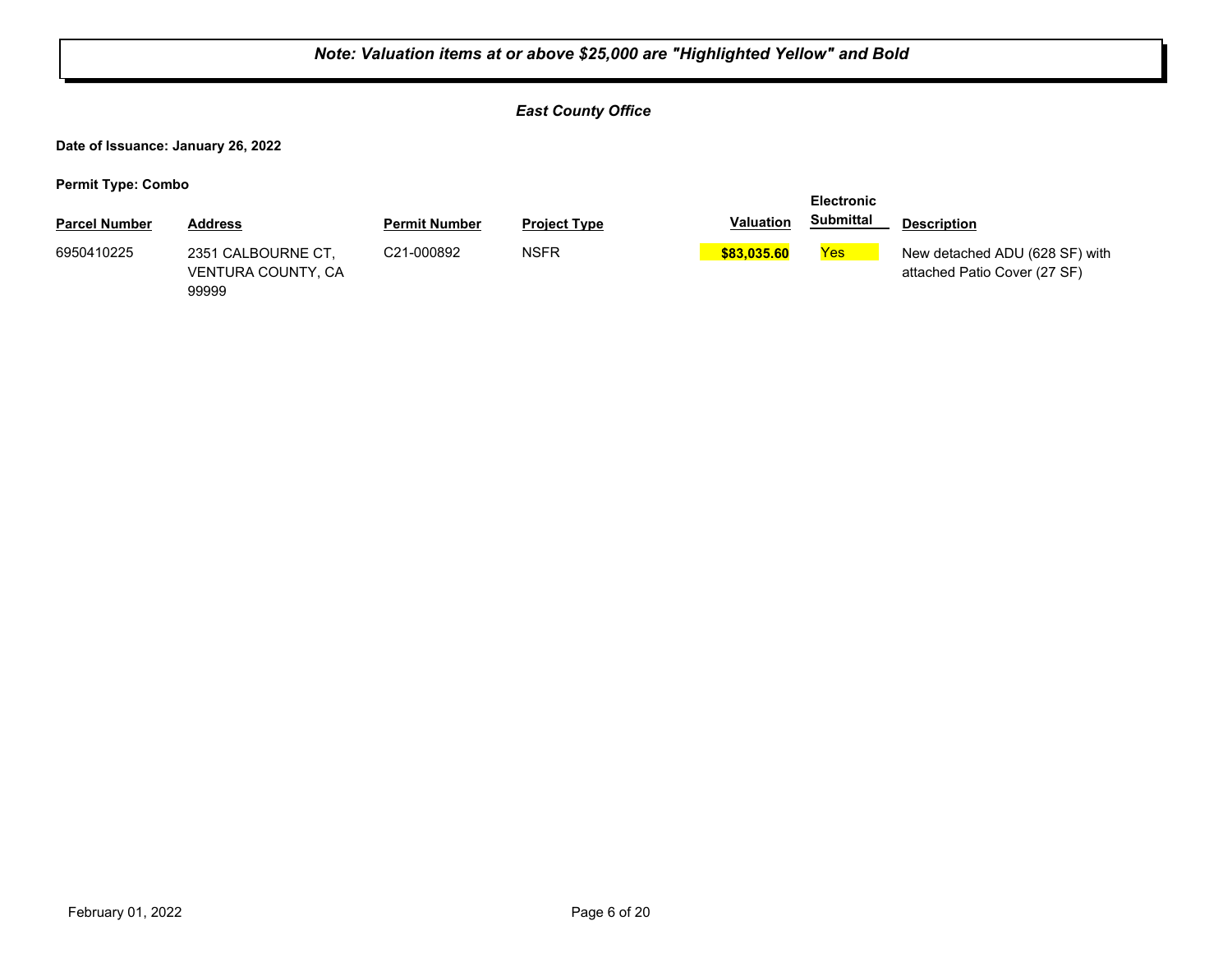***Note: Valuation items at or above $25,000 are "Highlighted Yellow" and Bold***

***East County Office***

**Date of Issuance: January 26, 2022**

**Permit Type: Combo**

| Parcel Number | Address | Permit Number | Project Type | Valuation | Electronic Submittal | Description |
|---|---|---|---|---|---|---|
| 6950410225 | 2351 CALBOURNE CT, VENTURA COUNTY, CA 99999 | C21-000892 | NSFR | **$83,035.60** | Yes | New detached ADU (628 SF) with attached Patio Cover (27 SF) |

February 01, 2022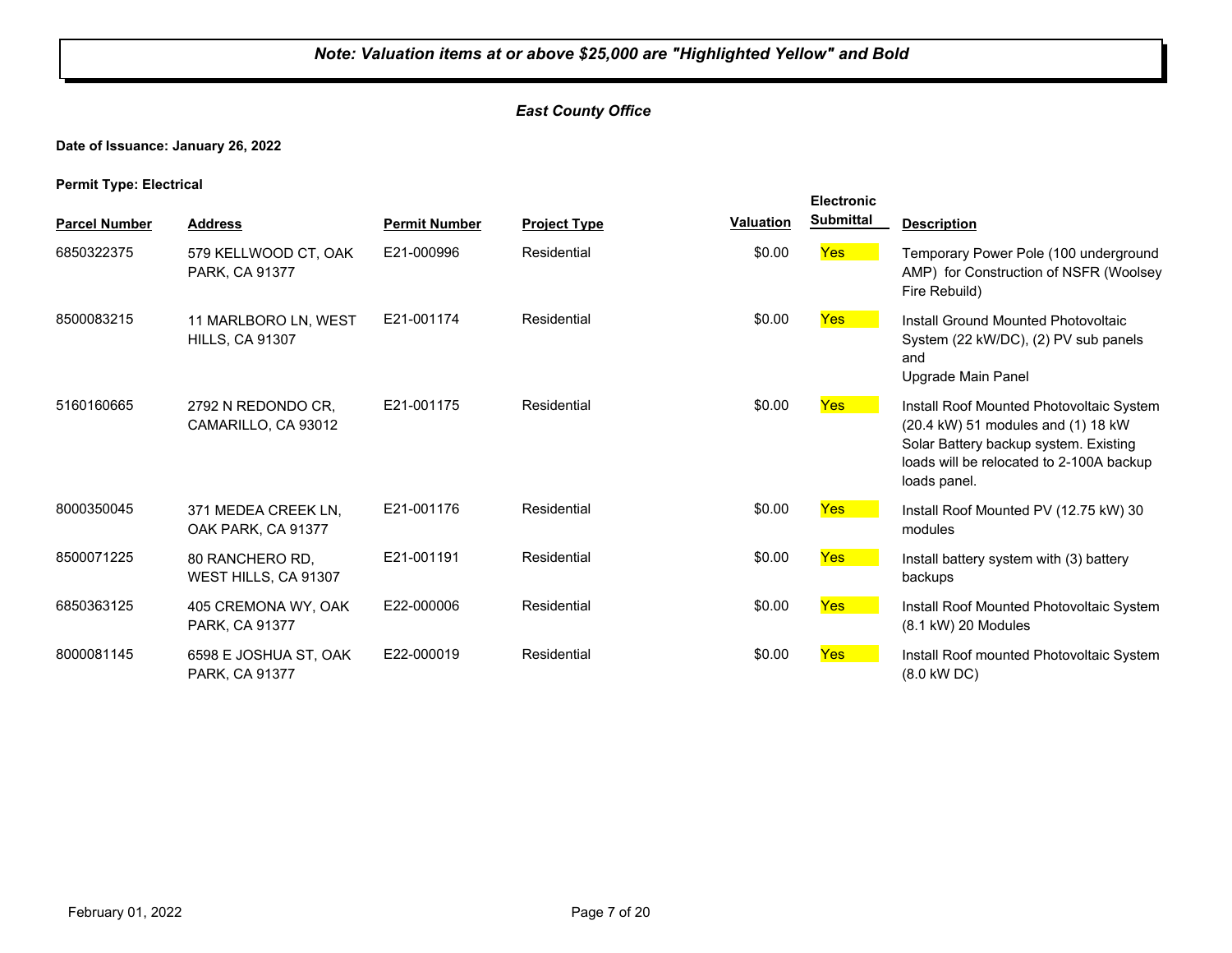***Note: Valuation items at or above $25,000 are "Highlighted Yellow" and Bold***

***East County Office***

**Date of Issuance: January 26, 2022**

**Permit Type: Electrical**

| Parcel Number | Address | Permit Number | Project Type | Valuation | Electronic Submittal | Description |
|---|---|---|---|---|---|---|
| 6850322375 | 579 KELLWOOD CT, OAK PARK, CA 91377 | E21-000996 | Residential | $0.00 | Yes | Temporary Power Pole (100 underground AMP) for Construction of NSFR (Woolsey Fire Rebuild) |
| 8500083215 | 11 MARLBORO LN, WEST HILLS, CA 91307 | E21-001174 | Residential | $0.00 | Yes | Install Ground Mounted Photovoltaic System (22 kW/DC), (2) PV sub panels and Upgrade Main Panel |
| 5160160665 | 2792 N REDONDO CR, CAMARILLO, CA 93012 | E21-001175 | Residential | $0.00 | Yes | Install Roof Mounted Photovoltaic System (20.4 kW) 51 modules and (1) 18 kW Solar Battery backup system. Existing loads will be relocated to 2-100A backup loads panel. |
| 8000350045 | 371 MEDEA CREEK LN, OAK PARK, CA 91377 | E21-001176 | Residential | $0.00 | Yes | Install Roof Mounted PV (12.75 kW) 30 modules |
| 8500071225 | 80 RANCHERO RD, WEST HILLS, CA 91307 | E21-001191 | Residential | $0.00 | Yes | Install battery system with (3) battery backups |
| 6850363125 | 405 CREMONA WY, OAK PARK, CA 91377 | E22-000006 | Residential | $0.00 | Yes | Install Roof Mounted Photovoltaic System (8.1 kW) 20 Modules |
| 8000081145 | 6598 E JOSHUA ST, OAK PARK, CA 91377 | E22-000019 | Residential | $0.00 | Yes | Install Roof mounted Photovoltaic System (8.0 kW DC) |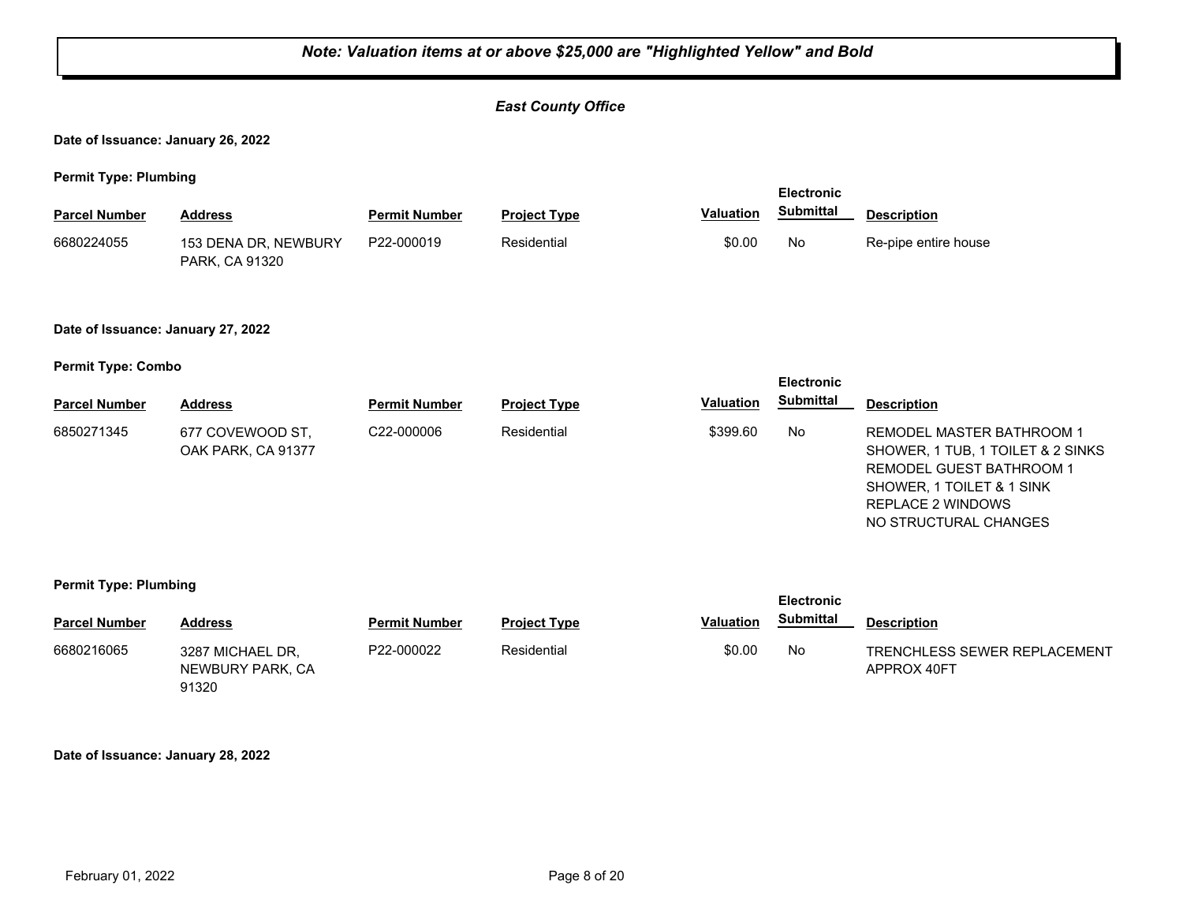***Note: Valuation items at or above $25,000 are "Highlighted Yellow" and Bold***

***East County Office***

**Date of Issuance: January 26, 2022**

**Permit Type: Plumbing**

| Parcel Number | Address | Permit Number | Project Type | Valuation | Electronic Submittal | Description |
|---|---|---|---|---|---|---|
| 6680224055 | 153 DENA DR, NEWBURY PARK, CA 91320 | P22-000019 | Residential | $0.00 | No | Re-pipe entire house |

**Date of Issuance: January 27, 2022**

**Permit Type: Combo**

| Parcel Number | Address | Permit Number | Project Type | Valuation | Electronic Submittal | Description |
|---|---|---|---|---|---|---|
| 6850271345 | 677 COVEWOOD ST, OAK PARK, CA 91377 | C22-000006 | Residential | $399.60 | No | REMODEL MASTER BATHROOM 1 SHOWER, 1 TUB, 1 TOILET & 2 SINKS<br>REMODEL GUEST BATHROOM 1 SHOWER, 1 TOILET & 1 SINK<br>REPLACE 2 WINDOWS<br>NO STRUCTURAL CHANGES |

**Permit Type: Plumbing**

| Parcel Number | Address | Permit Number | Project Type | Valuation | Electronic Submittal | Description |
|---|---|---|---|---|---|---|
| 6680216065 | 3287 MICHAEL DR, NEWBURY PARK, CA 91320 | P22-000022 | Residential | $0.00 | No | TRENCHLESS SEWER REPLACEMENT APPROX 40FT |

**Date of Issuance: January 28, 2022**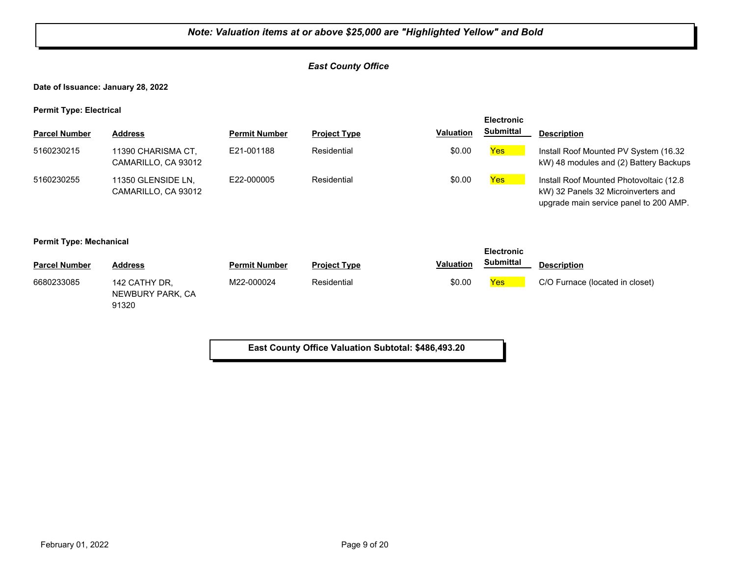***Note: Valuation items at or above $25,000 are "Highlighted Yellow" and Bold***

***East County Office***

**Date of Issuance: January 28, 2022**

**Permit Type: Electrical**

| Parcel Number | Address | Permit Number | Project Type | Valuation | Electronic Submittal | Description |
|---|---|---|---|---|---|---|
| 5160230215 | 11390 CHARISMA CT, CAMARILLO, CA 93012 | E21-001188 | Residential | $0.00 | Yes | Install Roof Mounted PV System (16.32 kW) 48 modules and (2) Battery Backups |
| 5160230255 | 11350 GLENSIDE LN, CAMARILLO, CA 93012 | E22-000005 | Residential | $0.00 | Yes | Install Roof Mounted Photovoltaic (12.8 kW) 32 Panels 32 Microinverters and upgrade main service panel to 200 AMP. |

**Permit Type: Mechanical**

| Parcel Number | Address | Permit Number | Project Type | Valuation | Electronic Submittal | Description |
|---|---|---|---|---|---|---|
| 6680233085 | 142 CATHY DR, NEWBURY PARK, CA 91320 | M22-000024 | Residential | $0.00 | Yes | C/O Furnace (located in closet) |

**East County Office Valuation Subtotal: $486,493.20**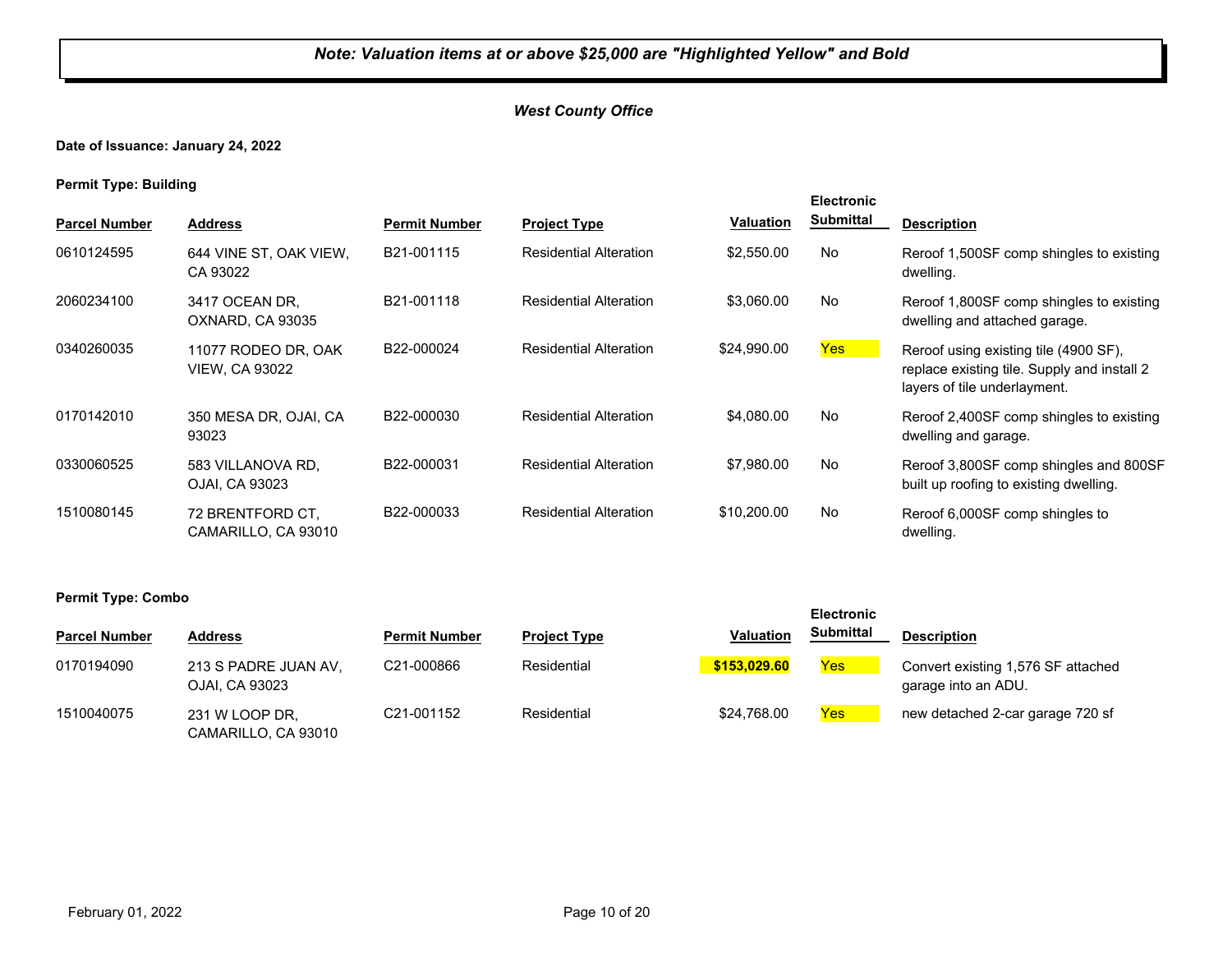***Note: Valuation items at or above $25,000 are "Highlighted Yellow" and Bold***

***West County Office***

**Date of Issuance: January 24, 2022**

**Permit Type: Building**

| Parcel Number | Address | Permit Number | Project Type | Valuation | Electronic Submittal | Description |
|---|---|---|---|---|---|---|
| 0610124595 | 644 VINE ST, OAK VIEW, CA 93022 | B21-001115 | Residential Alteration | $2,550.00 | No | Reroof 1,500SF comp shingles to existing dwelling. |
| 2060234100 | 3417 OCEAN DR, OXNARD, CA 93035 | B21-001118 | Residential Alteration | $3,060.00 | No | Reroof 1,800SF comp shingles to existing dwelling and attached garage. |
| 0340260035 | 11077 RODEO DR, OAK VIEW, CA 93022 | B22-000024 | Residential Alteration | $24,990.00 | Yes | Reroof using existing tile (4900 SF), replace existing tile. Supply and install 2 layers of tile underlayment. |
| 0170142010 | 350 MESA DR, OJAI, CA 93023 | B22-000030 | Residential Alteration | $4,080.00 | No | Reroof 2,400SF comp shingles to existing dwelling and garage. |
| 0330060525 | 583 VILLANOVA RD, OJAI, CA 93023 | B22-000031 | Residential Alteration | $7,980.00 | No | Reroof 3,800SF comp shingles and 800SF built up roofing to existing dwelling. |
| 1510080145 | 72 BRENTFORD CT, CAMARILLO, CA 93010 | B22-000033 | Residential Alteration | $10,200.00 | No | Reroof 6,000SF comp shingles to dwelling. |

**Permit Type: Combo**

| Parcel Number | Address | Permit Number | Project Type | Valuation | Electronic Submittal | Description |
|---|---|---|---|---|---|---|
| 0170194090 | 213 S PADRE JUAN AV, OJAI, CA 93023 | C21-000866 | Residential | **$153,029.60** | Yes | Convert existing 1,576 SF attached garage into an ADU. |
| 1510040075 | 231 W LOOP DR, CAMARILLO, CA 93010 | C21-001152 | Residential | $24,768.00 | Yes | new detached 2-car garage 720 sf |

February 01, 2022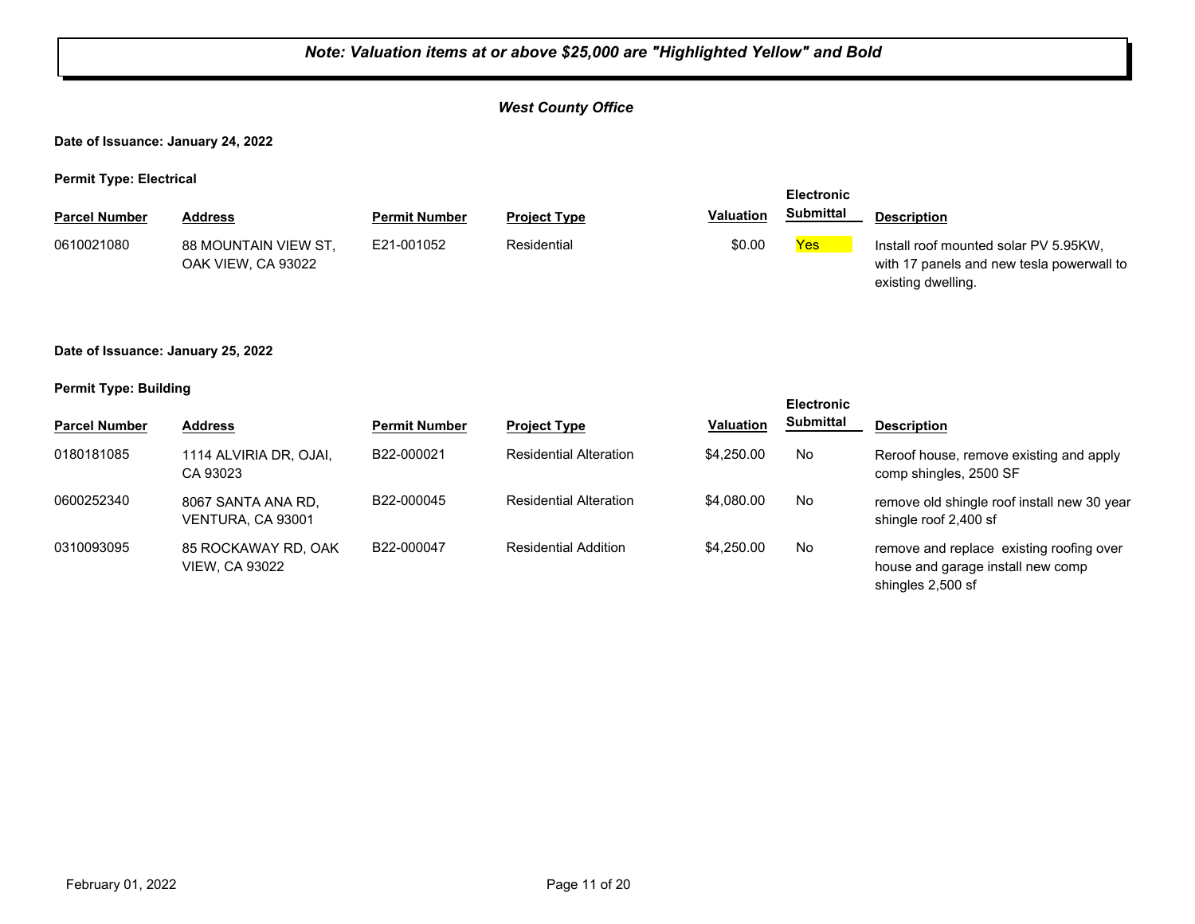***Note: Valuation items at or above $25,000 are "Highlighted Yellow" and Bold***

***West County Office***

**Date of Issuance: January 24, 2022**

**Permit Type: Electrical**

| Parcel Number | Address | Permit Number | Project Type | Valuation | Electronic Submittal | Description |
|---|---|---|---|---|---|---|
| 0610021080 | 88 MOUNTAIN VIEW ST, OAK VIEW, CA 93022 | E21-001052 | Residential | $0.00 | Yes | Install roof mounted solar PV 5.95KW, with 17 panels and new tesla powerwall to existing dwelling. |

**Date of Issuance: January 25, 2022**

**Permit Type: Building**

| Parcel Number | Address | Permit Number | Project Type | Valuation | Electronic Submittal | Description |
|---|---|---|---|---|---|---|
| 0180181085 | 1114 ALVIRIA DR, OJAI, CA 93023 | B22-000021 | Residential Alteration | $4,250.00 | No | Reroof house, remove existing and apply comp shingles, 2500 SF |
| 0600252340 | 8067 SANTA ANA RD, VENTURA, CA 93001 | B22-000045 | Residential Alteration | $4,080.00 | No | remove old shingle roof install new 30 year shingle roof 2,400 sf |
| 0310093095 | 85 ROCKAWAY RD, OAK VIEW, CA 93022 | B22-000047 | Residential Addition | $4,250.00 | No | remove and replace existing roofing over house and garage install new comp shingles 2,500 sf |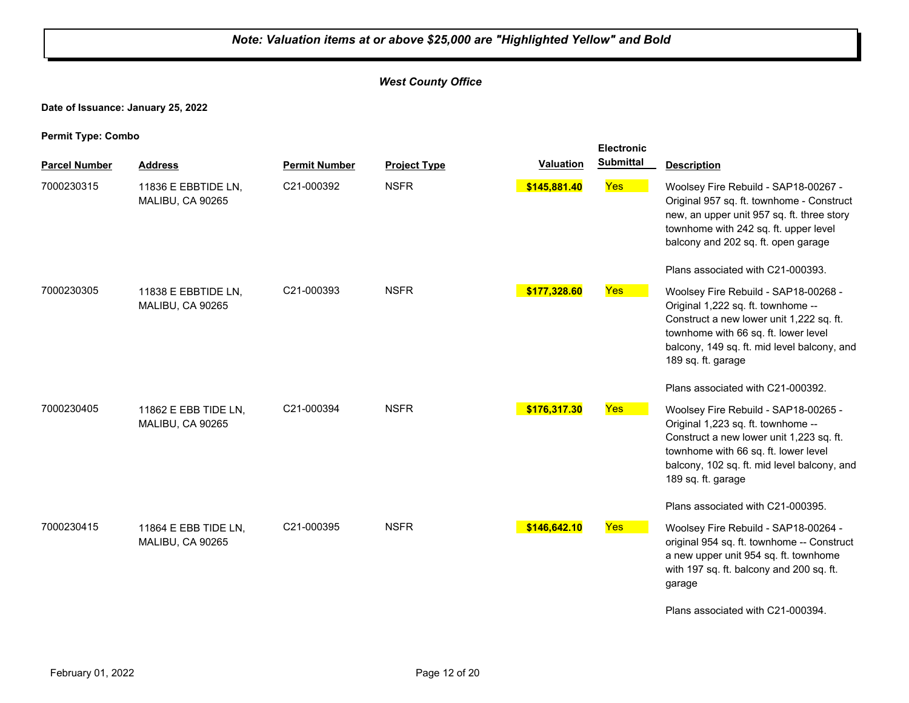***Note: Valuation items at or above $25,000 are "Highlighted Yellow" and Bold***

***West County Office***

**Date of Issuance: January 25, 2022**

**Permit Type: Combo**

| Parcel Number | Address | Permit Number | Project Type | Valuation | Electronic Submittal | Description |
|---|---|---|---|---|---|---|
| 7000230315 | 11836 E EBBTIDE LN, MALIBU, CA 90265 | C21-000392 | NSFR | **$145,881.40** | Yes | Woolsey Fire Rebuild - SAP18-00267 - Original 957 sq. ft. townhome - Construct new, an upper unit 957 sq. ft. three story townhome with 242 sq. ft. upper level balcony and 202 sq. ft. open garage<br><br>Plans associated with C21-000393. |
| 7000230305 | 11838 E EBBTIDE LN, MALIBU, CA 90265 | C21-000393 | NSFR | **$177,328.60** | Yes | Woolsey Fire Rebuild - SAP18-00268 - Original 1,222 sq. ft. townhome -- Construct a new lower unit 1,222 sq. ft. townhome with 66 sq. ft. lower level balcony, 149 sq. ft. mid level balcony, and 189 sq. ft. garage<br><br>Plans associated with C21-000392. |
| 7000230405 | 11862 E EBB TIDE LN, MALIBU, CA 90265 | C21-000394 | NSFR | **$176,317.30** | Yes | Woolsey Fire Rebuild - SAP18-00265 - Original 1,223 sq. ft. townhome -- Construct a new lower unit 1,223 sq. ft. townhome with 66 sq. ft. lower level balcony, 102 sq. ft. mid level balcony, and 189 sq. ft. garage<br><br>Plans associated with C21-000395. |
| 7000230415 | 11864 E EBB TIDE LN, MALIBU, CA 90265 | C21-000395 | NSFR | **$146,642.10** | Yes | Woolsey Fire Rebuild - SAP18-00264 - original 954 sq. ft. townhome -- Construct a new upper unit 954 sq. ft. townhome with 197 sq. ft. balcony and 200 sq. ft. garage<br><br>Plans associated with C21-000394. |

February 01, 2022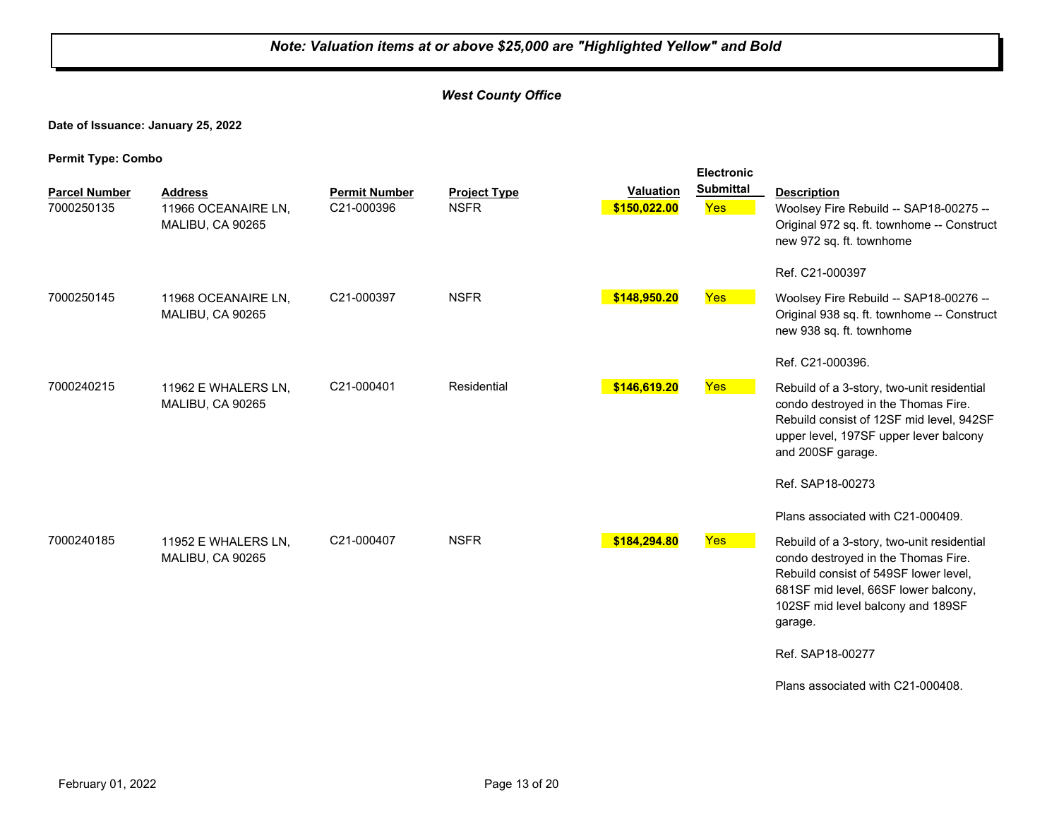***Note: Valuation items at or above $25,000 are "Highlighted Yellow" and Bold***

***West County Office***

**Date of Issuance: January 25, 2022**

**Permit Type: Combo**

| Parcel Number | Address | Permit Number | Project Type | Valuation | Electronic Submittal | Description |
|---|---|---|---|---|---|---|
| 7000250135 | 11966 OCEANAIRE LN, MALIBU, CA 90265 | C21-000396 | NSFR | **$150,022.00** | Yes | Woolsey Fire Rebuild -- SAP18-00275 -- Original 972 sq. ft. townhome -- Construct new 972 sq. ft. townhome<br><br>Ref. C21-000397 |
| 7000250145 | 11968 OCEANAIRE LN, MALIBU, CA 90265 | C21-000397 | NSFR | **$148,950.20** | Yes | Woolsey Fire Rebuild -- SAP18-00276 -- Original 938 sq. ft. townhome -- Construct new 938 sq. ft. townhome<br><br>Ref. C21-000396. |
| 7000240215 | 11962 E WHALERS LN, MALIBU, CA 90265 | C21-000401 | Residential | **$146,619.20** | Yes | Rebuild of a 3-story, two-unit residential condo destroyed in the Thomas Fire. Rebuild consist of 12SF mid level, 942SF upper level, 197SF upper lever balcony and 200SF garage.<br><br>Ref. SAP18-00273<br><br>Plans associated with C21-000409. |
| 7000240185 | 11952 E WHALERS LN, MALIBU, CA 90265 | C21-000407 | NSFR | **$184,294.80** | Yes | Rebuild of a 3-story, two-unit residential condo destroyed in the Thomas Fire. Rebuild consist of 549SF lower level, 681SF mid level, 66SF lower balcony, 102SF mid level balcony and 189SF garage.<br><br>Ref. SAP18-00277<br><br>Plans associated with C21-000408. |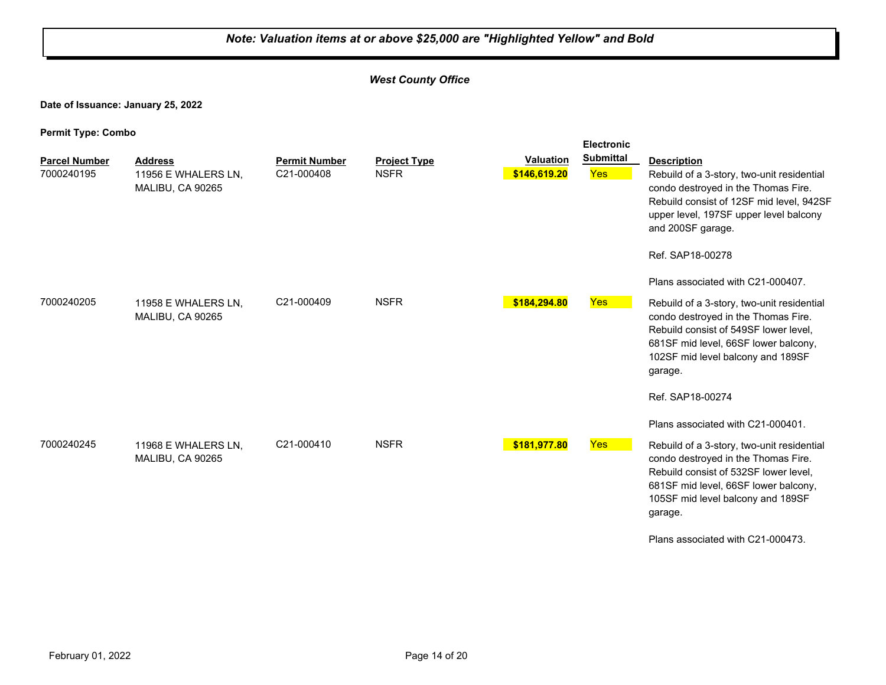***Note: Valuation items at or above $25,000 are "Highlighted Yellow" and Bold***

***West County Office***

**Date of Issuance: January 25, 2022**

**Permit Type: Combo**

| Parcel Number | Address | Permit Number | Project Type | Valuation | Electronic Submittal | Description |
|---|---|---|---|---|---|---|
| 7000240195 | 11956 E WHALERS LN, MALIBU, CA 90265 | C21-000408 | NSFR | **$146,619.20** | Yes | Rebuild of a 3-story, two-unit residential condo destroyed in the Thomas Fire. Rebuild consist of 12SF mid level, 942SF upper level, 197SF upper level balcony and 200SF garage.<br><br>Ref. SAP18-00278<br><br>Plans associated with C21-000407. |
| 7000240205 | 11958 E WHALERS LN, MALIBU, CA 90265 | C21-000409 | NSFR | **$184,294.80** | Yes | Rebuild of a 3-story, two-unit residential condo destroyed in the Thomas Fire. Rebuild consist of 549SF lower level, 681SF mid level, 66SF lower balcony, 102SF mid level balcony and 189SF garage.<br><br>Ref. SAP18-00274<br><br>Plans associated with C21-000401. |
| 7000240245 | 11968 E WHALERS LN, MALIBU, CA 90265 | C21-000410 | NSFR | **$181,977.80** | Yes | Rebuild of a 3-story, two-unit residential condo destroyed in the Thomas Fire. Rebuild consist of 532SF lower level, 681SF mid level, 66SF lower balcony, 105SF mid level balcony and 189SF garage.<br><br>Plans associated with C21-000473. |

February 01, 2022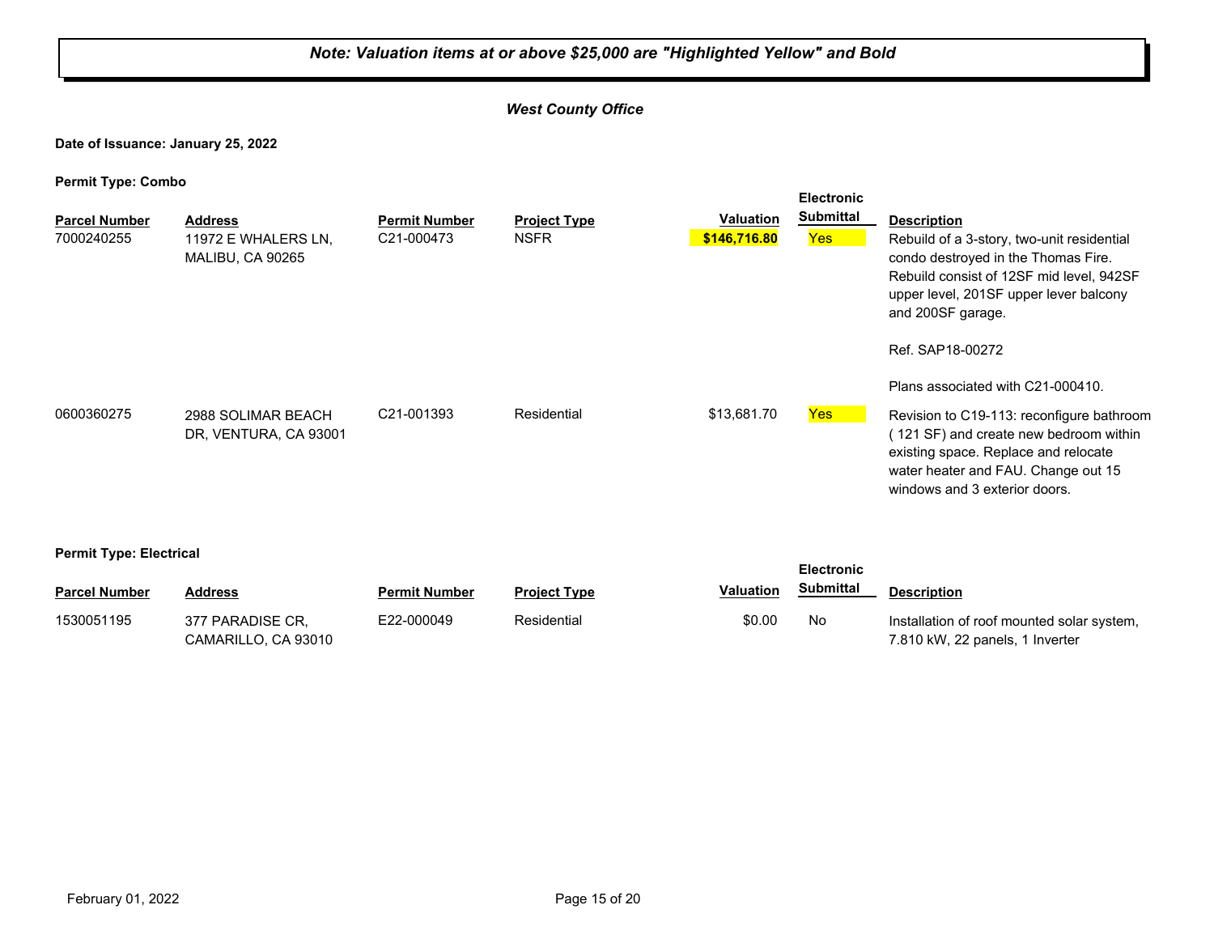***Note: Valuation items at or above $25,000 are "Highlighted Yellow" and Bold***

***West County Office***

**Date of Issuance: January 25, 2022**

**Permit Type: Combo**

| Parcel Number | Address | Permit Number | Project Type | Valuation | Electronic Submittal | Description |
|---|---|---|---|---|---|---|
| 7000240255 | 11972 E WHALERS LN, MALIBU, CA 90265 | C21-000473 | NSFR | **$146,716.80** | Yes | Rebuild of a 3-story, two-unit residential condo destroyed in the Thomas Fire. Rebuild consist of 12SF mid level, 942SF upper level, 201SF upper lever balcony and 200SF garage.<br><br>Ref. SAP18-00272<br><br>Plans associated with C21-000410. |
| 0600360275 | 2988 SOLIMAR BEACH DR, VENTURA, CA 93001 | C21-001393 | Residential | $13,681.70 | Yes | Revision to C19-113: reconfigure bathroom ( 121 SF) and create new bedroom within existing space. Replace and relocate water heater and FAU. Change out 15 windows and 3 exterior doors. |

**Permit Type: Electrical**

| Parcel Number | Address | Permit Number | Project Type | Valuation | Electronic Submittal | Description |
|---|---|---|---|---|---|---|
| 1530051195 | 377 PARADISE CR, CAMARILLO, CA 93010 | E22-000049 | Residential | $0.00 | No | Installation of roof mounted solar system, 7.810 kW, 22 panels, 1 Inverter |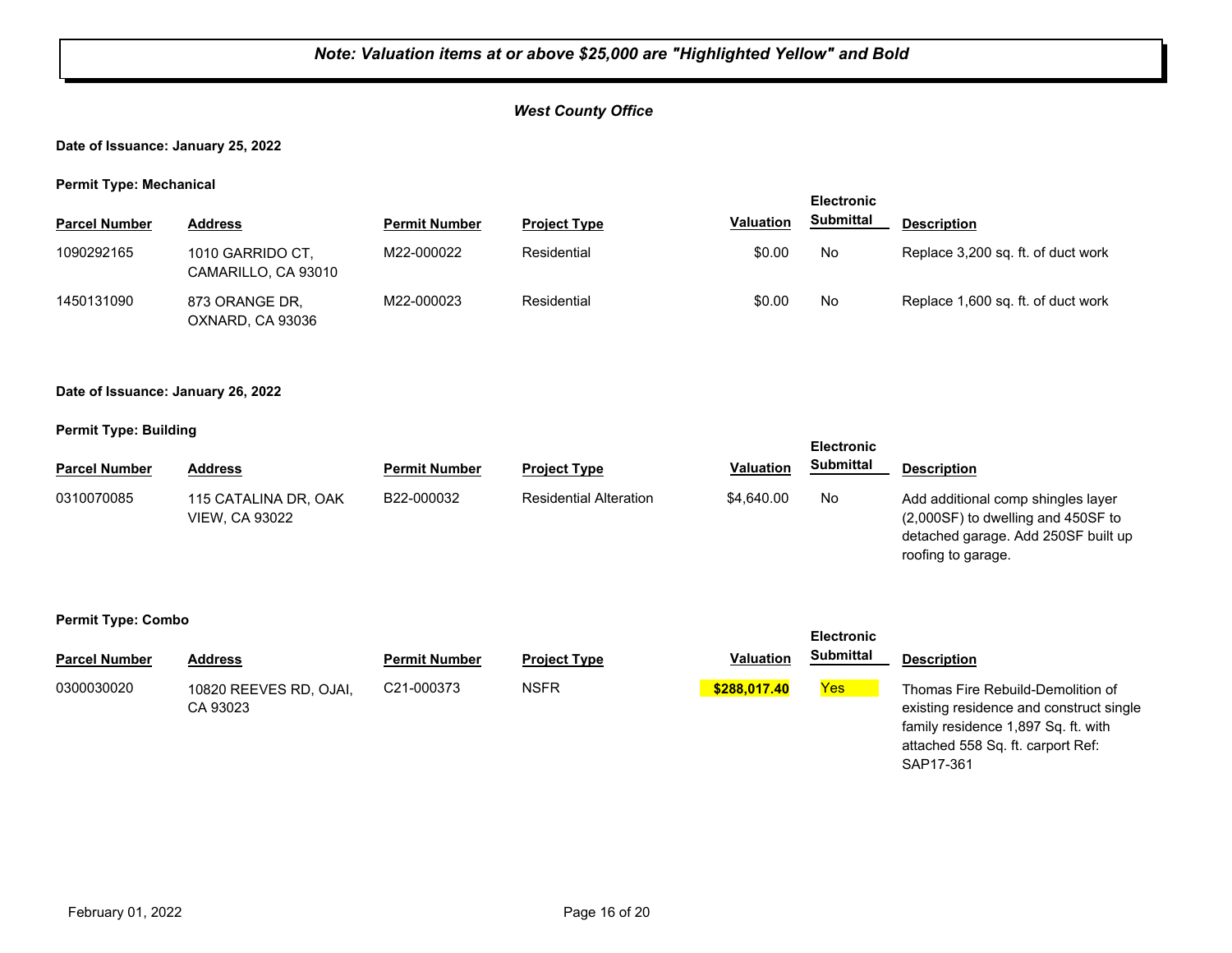***Note: Valuation items at or above $25,000 are "Highlighted Yellow" and Bold***

***West County Office***

**Date of Issuance: January 25, 2022**

**Permit Type: Mechanical**

| Parcel Number | Address | Permit Number | Project Type | Valuation | Electronic Submittal | Description |
|---|---|---|---|---|---|---|
| 1090292165 | 1010 GARRIDO CT, CAMARILLO, CA 93010 | M22-000022 | Residential | $0.00 | No | Replace 3,200 sq. ft. of duct work |
| 1450131090 | 873 ORANGE DR, OXNARD, CA 93036 | M22-000023 | Residential | $0.00 | No | Replace 1,600 sq. ft. of duct work |

**Date of Issuance: January 26, 2022**

**Permit Type: Building**

| Parcel Number | Address | Permit Number | Project Type | Valuation | Electronic Submittal | Description |
|---|---|---|---|---|---|---|
| 0310070085 | 115 CATALINA DR, OAK VIEW, CA 93022 | B22-000032 | Residential Alteration | $4,640.00 | No | Add additional comp shingles layer (2,000SF) to dwelling and 450SF to detached garage. Add 250SF built up roofing to garage. |

**Permit Type: Combo**

| Parcel Number | Address | Permit Number | Project Type | Valuation | Electronic Submittal | Description |
|---|---|---|---|---|---|---|
| 0300030020 | 10820 REEVES RD, OJAI, CA 93023 | C21-000373 | NSFR | **$288,017.40** | Yes | Thomas Fire Rebuild-Demolition of existing residence and construct single family residence 1,897 Sq. ft. with attached 558 Sq. ft. carport Ref: SAP17-361 |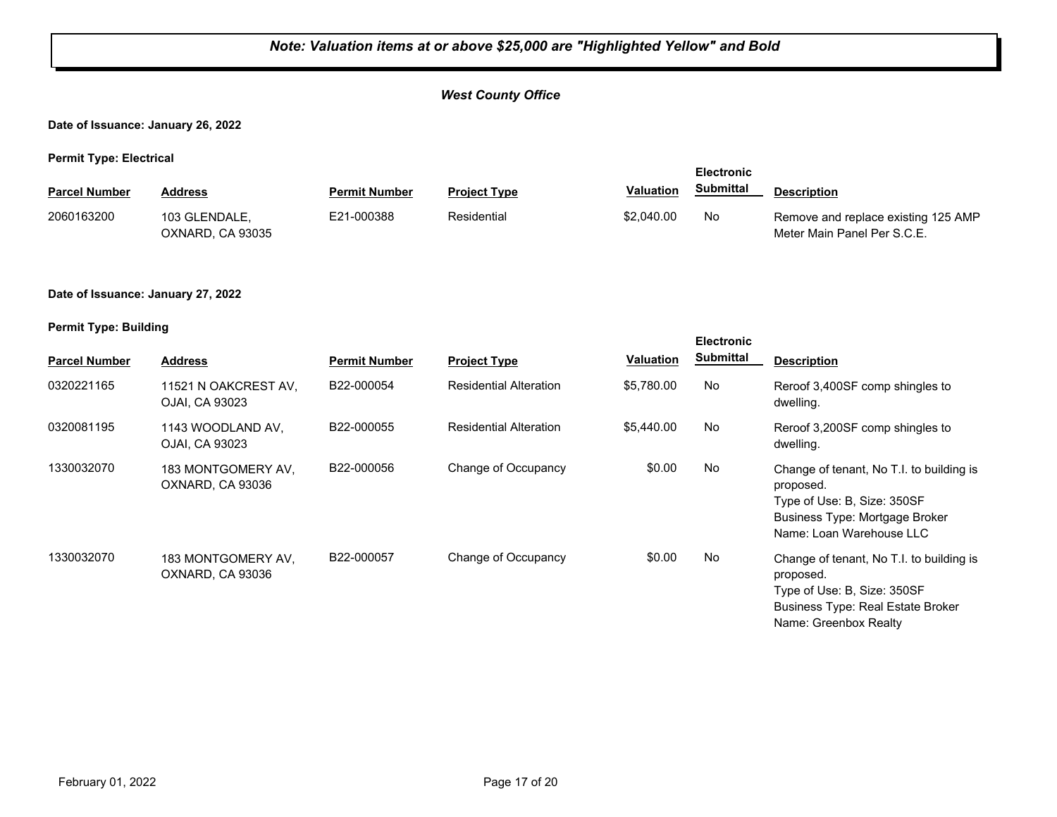***Note: Valuation items at or above $25,000 are "Highlighted Yellow" and Bold***

## *West County Office*

**Date of Issuance: January 26, 2022**

**Permit Type: Electrical**

| Parcel Number | Address | Permit Number | Project Type | Valuation | Electronic Submittal | Description |
|---|---|---|---|---|---|---|
| 2060163200 | 103 GLENDALE, OXNARD, CA 93035 | E21-000388 | Residential | $2,040.00 | No | Remove and replace existing 125 AMP Meter Main Panel Per S.C.E. |

**Date of Issuance: January 27, 2022**

**Permit Type: Building**

| Parcel Number | Address | Permit Number | Project Type | Valuation | Electronic Submittal | Description |
|---|---|---|---|---|---|---|
| 0320221165 | 11521 N OAKCREST AV, OJAI, CA 93023 | B22-000054 | Residential Alteration | $5,780.00 | No | Reroof 3,400SF comp shingles to dwelling. |
| 0320081195 | 1143 WOODLAND AV, OJAI, CA 93023 | B22-000055 | Residential Alteration | $5,440.00 | No | Reroof 3,200SF comp shingles to dwelling. |
| 1330032070 | 183 MONTGOMERY AV, OXNARD, CA 93036 | B22-000056 | Change of Occupancy | $0.00 | No | Change of tenant, No T.I. to building is proposed. Type of Use: B, Size: 350SF Business Type: Mortgage Broker Name: Loan Warehouse LLC |
| 1330032070 | 183 MONTGOMERY AV, OXNARD, CA 93036 | B22-000057 | Change of Occupancy | $0.00 | No | Change of tenant, No T.I. to building is proposed. Type of Use: B, Size: 350SF Business Type: Real Estate Broker Name: Greenbox Realty |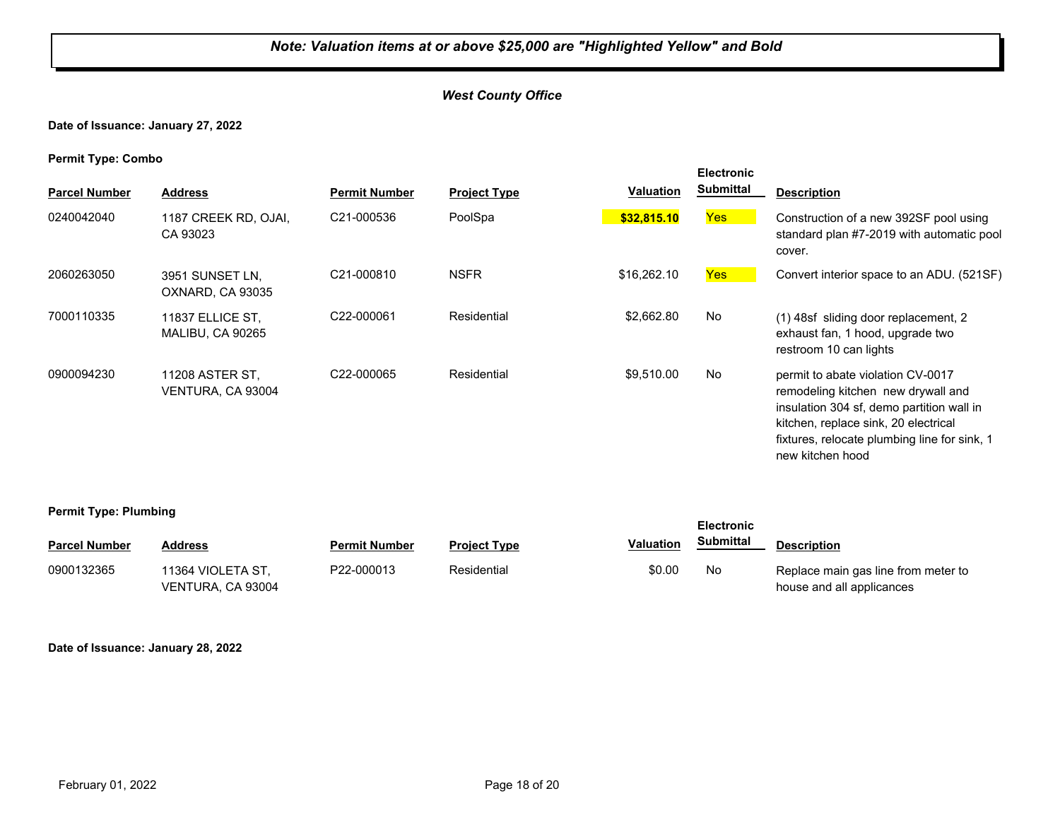*Note: Valuation items at or above $25,000 are "Highlighted Yellow" and Bold*

***West County Office***

**Date of Issuance: January 27, 2022**

**Permit Type: Combo**

| Parcel Number | Address | Permit Number | Project Type | Valuation | Electronic Submittal | Description |
|---|---|---|---|---|---|---|
| 0240042040 | 1187 CREEK RD, OJAI, CA 93023 | C21-000536 | PoolSpa | **$32,815.10** | Yes | Construction of a new 392SF pool using standard plan #7-2019 with automatic pool cover. |
| 2060263050 | 3951 SUNSET LN, OXNARD, CA 93035 | C21-000810 | NSFR | $16,262.10 | Yes | Convert interior space to an ADU. (521SF) |
| 7000110335 | 11837 ELLICE ST, MALIBU, CA 90265 | C22-000061 | Residential | $2,662.80 | No | (1) 48sf sliding door replacement, 2 exhaust fan, 1 hood, upgrade two restroom 10 can lights |
| 0900094230 | 11208 ASTER ST, VENTURA, CA 93004 | C22-000065 | Residential | $9,510.00 | No | permit to abate violation CV-0017 remodeling kitchen new drywall and insulation 304 sf, demo partition wall in kitchen, replace sink, 20 electrical fixtures, relocate plumbing line for sink, 1 new kitchen hood |

**Permit Type: Plumbing**

| Parcel Number | Address | Permit Number | Project Type | Valuation | Electronic Submittal | Description |
|---|---|---|---|---|---|---|
| 0900132365 | 11364 VIOLETA ST, VENTURA, CA 93004 | P22-000013 | Residential | $0.00 | No | Replace main gas line from meter to house and all applicances |

**Date of Issuance: January 28, 2022**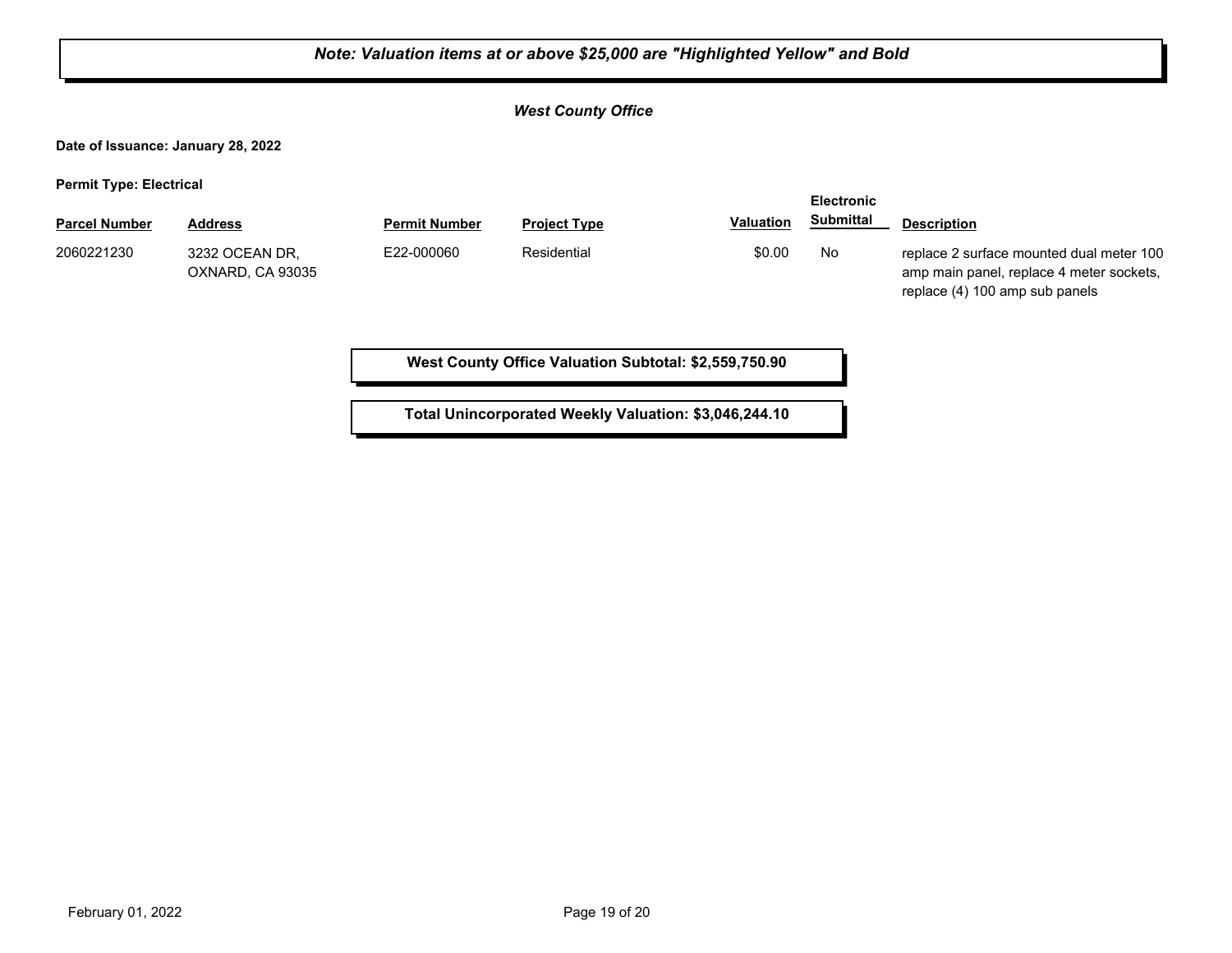***Note: Valuation items at or above $25,000 are "Highlighted Yellow" and Bold***

***West County Office***

**Date of Issuance: January 28, 2022**

**Permit Type: Electrical**

| Parcel Number | Address | Permit Number | Project Type | Valuation | Electronic Submittal | Description |
|---|---|---|---|---|---|---|
| 2060221230 | 3232 OCEAN DR, OXNARD, CA 93035 | E22-000060 | Residential | $0.00 | No | replace 2 surface mounted dual meter 100 amp main panel, replace 4 meter sockets, replace (4) 100 amp sub panels |

**West County Office Valuation Subtotal: $2,559,750.90**

**Total Unincorporated Weekly Valuation: $3,046,244.10**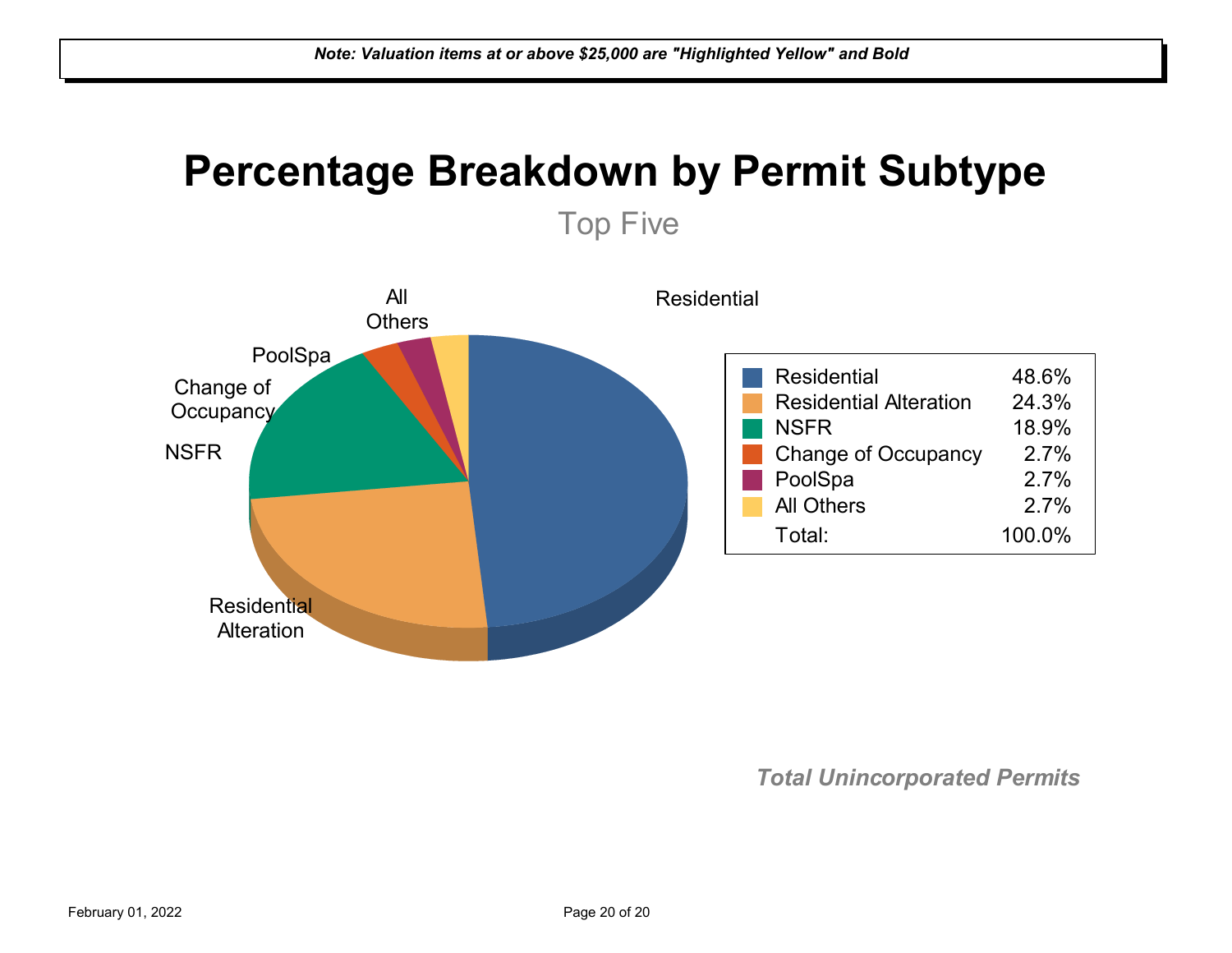**_Note: Valuation items at or above $25,000 are "Highlighted Yellow" and Bold_**

# Percentage Breakdown by Permit Subtype

Top Five

Residential

All Others

PoolSpa

Change of Occupancy

NSFR

Residential Alteration

Residential 48.6%
Residential Alteration 24.3%
NSFR 18.9%
Change of Occupancy 2.7%
PoolSpa 2.7%
All Others 2.7%
Total: 100.0%

***Total Unincorporated Permits***

February 01, 2022